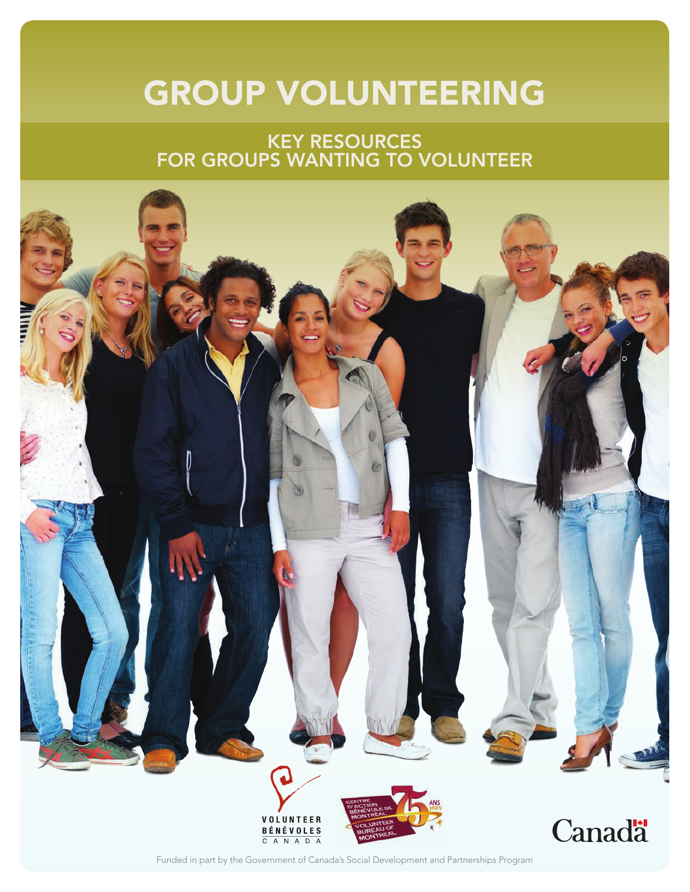# GROUP VOLUNTEERING

## KEY RESOURCES FOR GROUPS WANTING TO VOLUNTEER

Funded in part by the Government of Canada's Social Development and Partnerships Program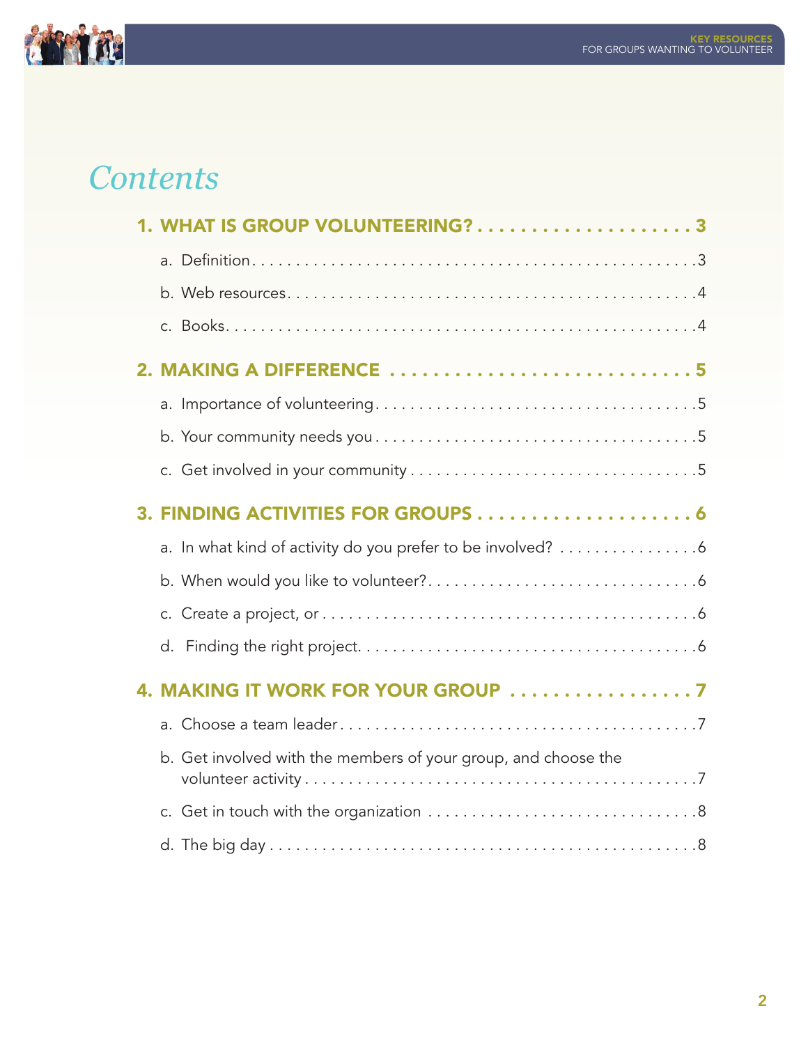# Contents

**1. WHAT IS GROUP VOLUNTEERING? . . . . . . . . . . . . . . . . . . . . 3**

a. Definition . . . . . . . . . . . . . . . . . . . . . . . . . . . . . . . . . . . . . . . . . . . . . . . . 3

b. Web resources . . . . . . . . . . . . . . . . . . . . . . . . . . . . . . . . . . . . . . . . . . . . . 4

c. Books . . . . . . . . . . . . . . . . . . . . . . . . . . . . . . . . . . . . . . . . . . . . . . . . . . . 4

**2. MAKING A DIFFERENCE . . . . . . . . . . . . . . . . . . . . . . . . . . . . 5**

a. Importance of volunteering . . . . . . . . . . . . . . . . . . . . . . . . . . . . . . . . . . . 5

b. Your community needs you . . . . . . . . . . . . . . . . . . . . . . . . . . . . . . . . . . . 5

c. Get involved in your community . . . . . . . . . . . . . . . . . . . . . . . . . . . . . . . 5

**3. FINDING ACTIVITIES FOR GROUPS . . . . . . . . . . . . . . . . . . . . 6**

a. In what kind of activity do you prefer to be involved? . . . . . . . . . . . . . . . . 6

b. When would you like to volunteer? . . . . . . . . . . . . . . . . . . . . . . . . . . . . . 6

c. Create a project, or . . . . . . . . . . . . . . . . . . . . . . . . . . . . . . . . . . . . . . . . . 6

d. Finding the right project . . . . . . . . . . . . . . . . . . . . . . . . . . . . . . . . . . . . . 6

**4. MAKING IT WORK FOR YOUR GROUP . . . . . . . . . . . . . . . . . 7**

a. Choose a team leader . . . . . . . . . . . . . . . . . . . . . . . . . . . . . . . . . . . . . . . 7

b. Get involved with the members of your group, and choose the volunteer activity . . . . . . . . . . . . . . . . . . . . . . . . . . . . . . . . . . . . . . . . . . . 7

c. Get in touch with the organization . . . . . . . . . . . . . . . . . . . . . . . . . . . . . . 8

d. The big day . . . . . . . . . . . . . . . . . . . . . . . . . . . . . . . . . . . . . . . . . . . . . . . 8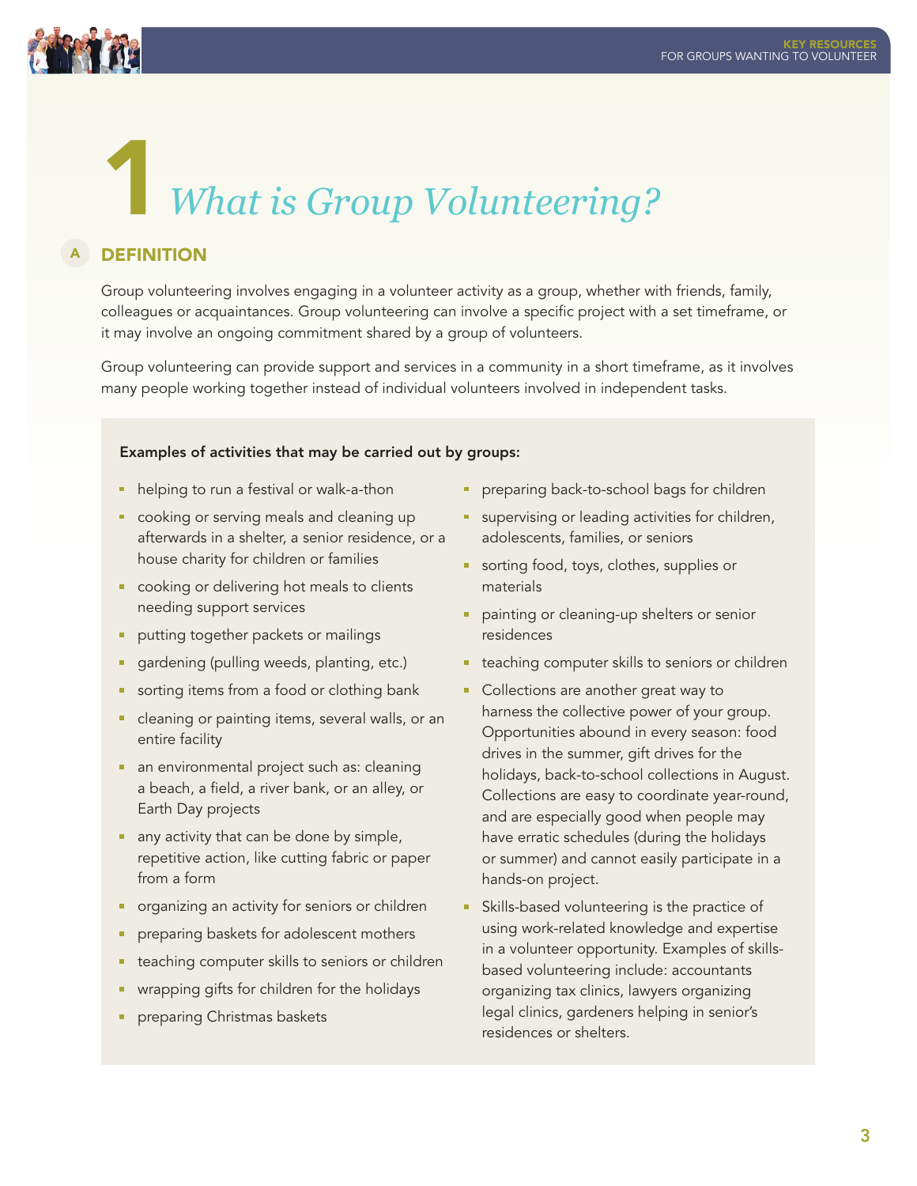# 1 *What is Group Volunteering?*

## A DEFINITION

Group volunteering involves engaging in a volunteer activity as a group, whether with friends, family, colleagues or acquaintances. Group volunteering can involve a specific project with a set timeframe, or it may involve an ongoing commitment shared by a group of volunteers.

Group volunteering can provide support and services in a community in a short timeframe, as it involves many people working together instead of individual volunteers involved in independent tasks.

**Examples of activities that may be carried out by groups:**

- helping to run a festival or walk-a-thon
- cooking or serving meals and cleaning up afterwards in a shelter, a senior residence, or a house charity for children or families
- cooking or delivering hot meals to clients needing support services
- putting together packets or mailings
- gardening (pulling weeds, planting, etc.)
- sorting items from a food or clothing bank
- cleaning or painting items, several walls, or an entire facility
- an environmental project such as: cleaning a beach, a field, a river bank, or an alley, or Earth Day projects
- any activity that can be done by simple, repetitive action, like cutting fabric or paper from a form
- organizing an activity for seniors or children
- preparing baskets for adolescent mothers
- teaching computer skills to seniors or children
- wrapping gifts for children for the holidays
- preparing Christmas baskets
- preparing back-to-school bags for children
- supervising or leading activities for children, adolescents, families, or seniors
- sorting food, toys, clothes, supplies or materials
- painting or cleaning-up shelters or senior residences
- teaching computer skills to seniors or children
- Collections are another great way to harness the collective power of your group. Opportunities abound in every season: food drives in the summer, gift drives for the holidays, back-to-school collections in August. Collections are easy to coordinate year-round, and are especially good when people may have erratic schedules (during the holidays or summer) and cannot easily participate in a hands-on project.
- Skills-based volunteering is the practice of using work-related knowledge and expertise in a volunteer opportunity. Examples of skills-based volunteering include: accountants organizing tax clinics, lawyers organizing legal clinics, gardeners helping in senior's residences or shelters.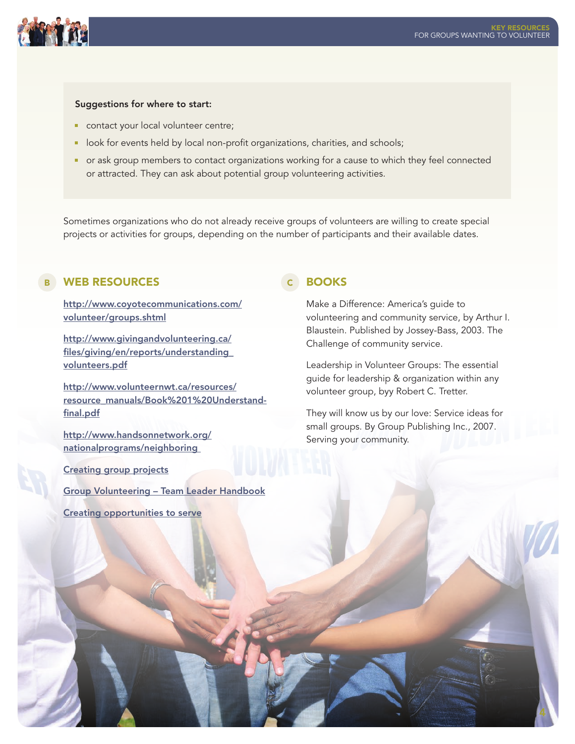**Suggestions for where to start:**

- contact your local volunteer centre;
- look for events held by local non-profit organizations, charities, and schools;
- or ask group members to contact organizations working for a cause to which they feel connected or attracted. They can ask about potential group volunteering activities.

Sometimes organizations who do not already receive groups of volunteers are willing to create special projects or activities for groups, depending on the number of participants and their available dates.

## B WEB RESOURCES

http://www.coyotecommunications.com/volunteer/groups.shtml

http://www.givingandvolunteering.ca/files/giving/en/reports/understanding_volunteers.pdf

http://www.volunteernwt.ca/resources/resource_manuals/Book%201%20Understand-final.pdf

http://www.handsonnetwork.org/nationalprograms/neighboring

Creating group projects

Group Volunteering – Team Leader Handbook

Creating opportunities to serve

## C BOOKS

Make a Difference: America's guide to volunteering and community service, by Arthur I. Blaustein. Published by Jossey-Bass, 2003. The Challenge of community service.

Leadership in Volunteer Groups: The essential guide for leadership & organization within any volunteer group, byy Robert C. Tretter.

They will know us by our love: Service ideas for small groups. By Group Publishing Inc., 2007. Serving your community.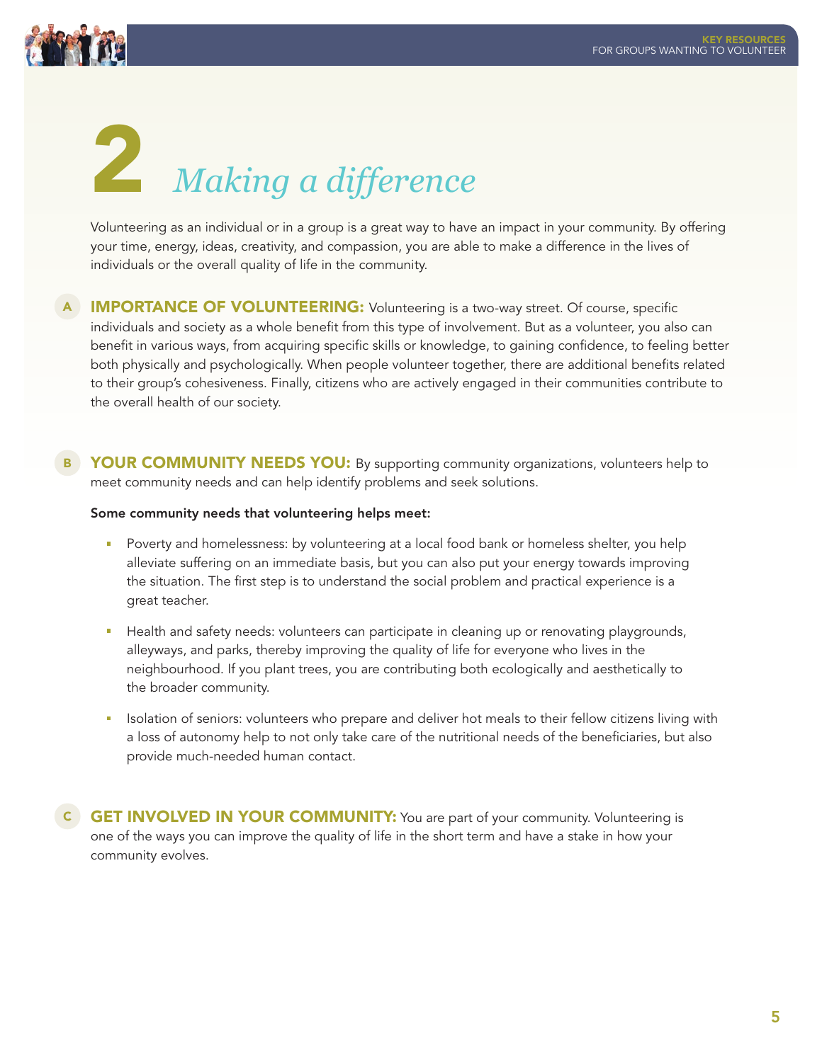# 2 *Making a difference*

Volunteering as an individual or in a group is a great way to have an impact in your community. By offering your time, energy, ideas, creativity, and compassion, you are able to make a difference in the lives of individuals or the overall quality of life in the community.

**A IMPORTANCE OF VOLUNTEERING:** Volunteering is a two-way street. Of course, specific individuals and society as a whole benefit from this type of involvement. But as a volunteer, you also can benefit in various ways, from acquiring specific skills or knowledge, to gaining confidence, to feeling better both physically and psychologically. When people volunteer together, there are additional benefits related to their group's cohesiveness. Finally, citizens who are actively engaged in their communities contribute to the overall health of our society.

**B YOUR COMMUNITY NEEDS YOU:** By supporting community organizations, volunteers help to meet community needs and can help identify problems and seek solutions.

**Some community needs that volunteering helps meet:**

- Poverty and homelessness: by volunteering at a local food bank or homeless shelter, you help alleviate suffering on an immediate basis, but you can also put your energy towards improving the situation. The first step is to understand the social problem and practical experience is a great teacher.
- Health and safety needs: volunteers can participate in cleaning up or renovating playgrounds, alleyways, and parks, thereby improving the quality of life for everyone who lives in the neighbourhood. If you plant trees, you are contributing both ecologically and aesthetically to the broader community.
- Isolation of seniors: volunteers who prepare and deliver hot meals to their fellow citizens living with a loss of autonomy help to not only take care of the nutritional needs of the beneficiaries, but also provide much-needed human contact.

**C GET INVOLVED IN YOUR COMMUNITY:** You are part of your community. Volunteering is one of the ways you can improve the quality of life in the short term and have a stake in how your community evolves.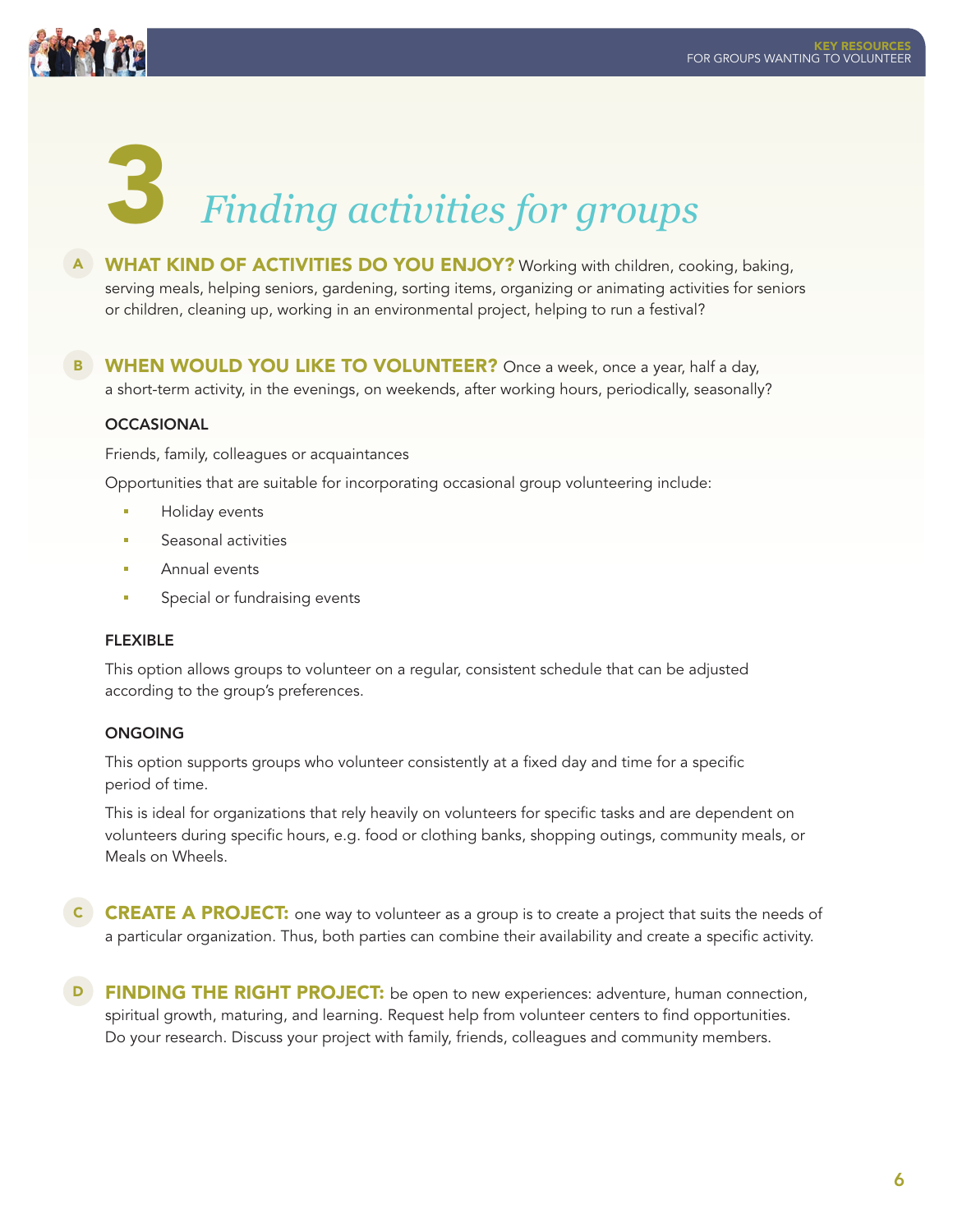# 3 *Finding activities for groups*

**A** **WHAT KIND OF ACTIVITIES DO YOU ENJOY?** Working with children, cooking, baking, serving meals, helping seniors, gardening, sorting items, organizing or animating activities for seniors or children, cleaning up, working in an environmental project, helping to run a festival?

**B** **WHEN WOULD YOU LIKE TO VOLUNTEER?** Once a week, once a year, half a day, a short-term activity, in the evenings, on weekends, after working hours, periodically, seasonally?

#### OCCASIONAL

Friends, family, colleagues or acquaintances

Opportunities that are suitable for incorporating occasional group volunteering include:

- Holiday events
- Seasonal activities
- Annual events
- Special or fundraising events

#### FLEXIBLE

This option allows groups to volunteer on a regular, consistent schedule that can be adjusted according to the group's preferences.

#### ONGOING

This option supports groups who volunteer consistently at a fixed day and time for a specific period of time.

This is ideal for organizations that rely heavily on volunteers for specific tasks and are dependent on volunteers during specific hours, e.g. food or clothing banks, shopping outings, community meals, or Meals on Wheels.

**C** **CREATE A PROJECT:** one way to volunteer as a group is to create a project that suits the needs of a particular organization. Thus, both parties can combine their availability and create a specific activity.

**D** **FINDING THE RIGHT PROJECT:** be open to new experiences: adventure, human connection, spiritual growth, maturing, and learning. Request help from volunteer centers to find opportunities. Do your research. Discuss your project with family, friends, colleagues and community members.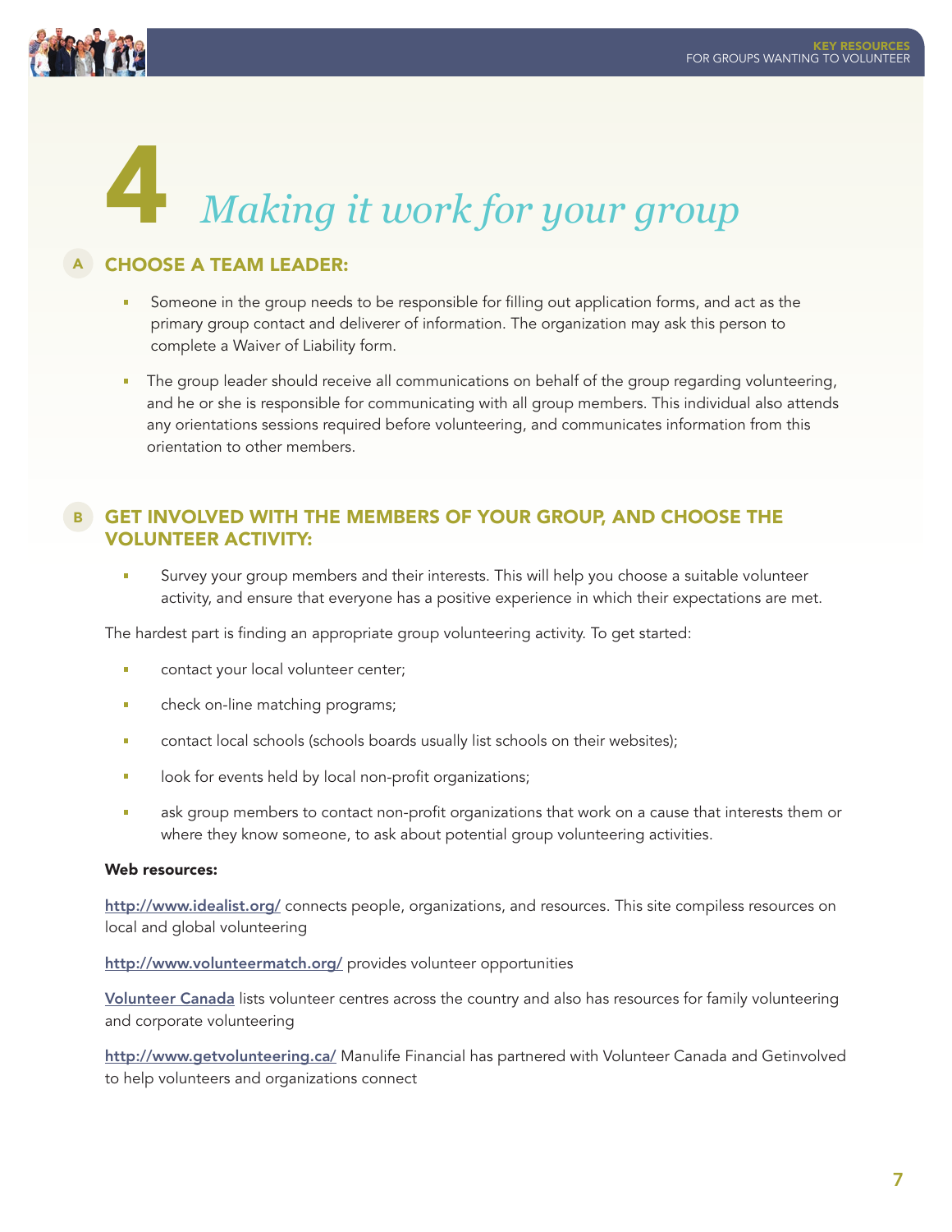# 4 *Making it work for your group*

## A CHOOSE A TEAM LEADER:

- Someone in the group needs to be responsible for filling out application forms, and act as the primary group contact and deliverer of information. The organization may ask this person to complete a Waiver of Liability form.
- The group leader should receive all communications on behalf of the group regarding volunteering, and he or she is responsible for communicating with all group members. This individual also attends any orientations sessions required before volunteering, and communicates information from this orientation to other members.

## B GET INVOLVED WITH THE MEMBERS OF YOUR GROUP, AND CHOOSE THE VOLUNTEER ACTIVITY:

- Survey your group members and their interests. This will help you choose a suitable volunteer activity, and ensure that everyone has a positive experience in which their expectations are met.

The hardest part is finding an appropriate group volunteering activity. To get started:

- contact your local volunteer center;
- check on-line matching programs;
- contact local schools (schools boards usually list schools on their websites);
- look for events held by local non-profit organizations;
- ask group members to contact non-profit organizations that work on a cause that interests them or where they know someone, to ask about potential group volunteering activities.

**Web resources:**

http://www.idealist.org/ connects people, organizations, and resources. This site compiless resources on local and global volunteering

http://www.volunteermatch.org/ provides volunteer opportunities

Volunteer Canada lists volunteer centres across the country and also has resources for family volunteering and corporate volunteering

http://www.getvolunteering.ca/ Manulife Financial has partnered with Volunteer Canada and Getinvolved to help volunteers and organizations connect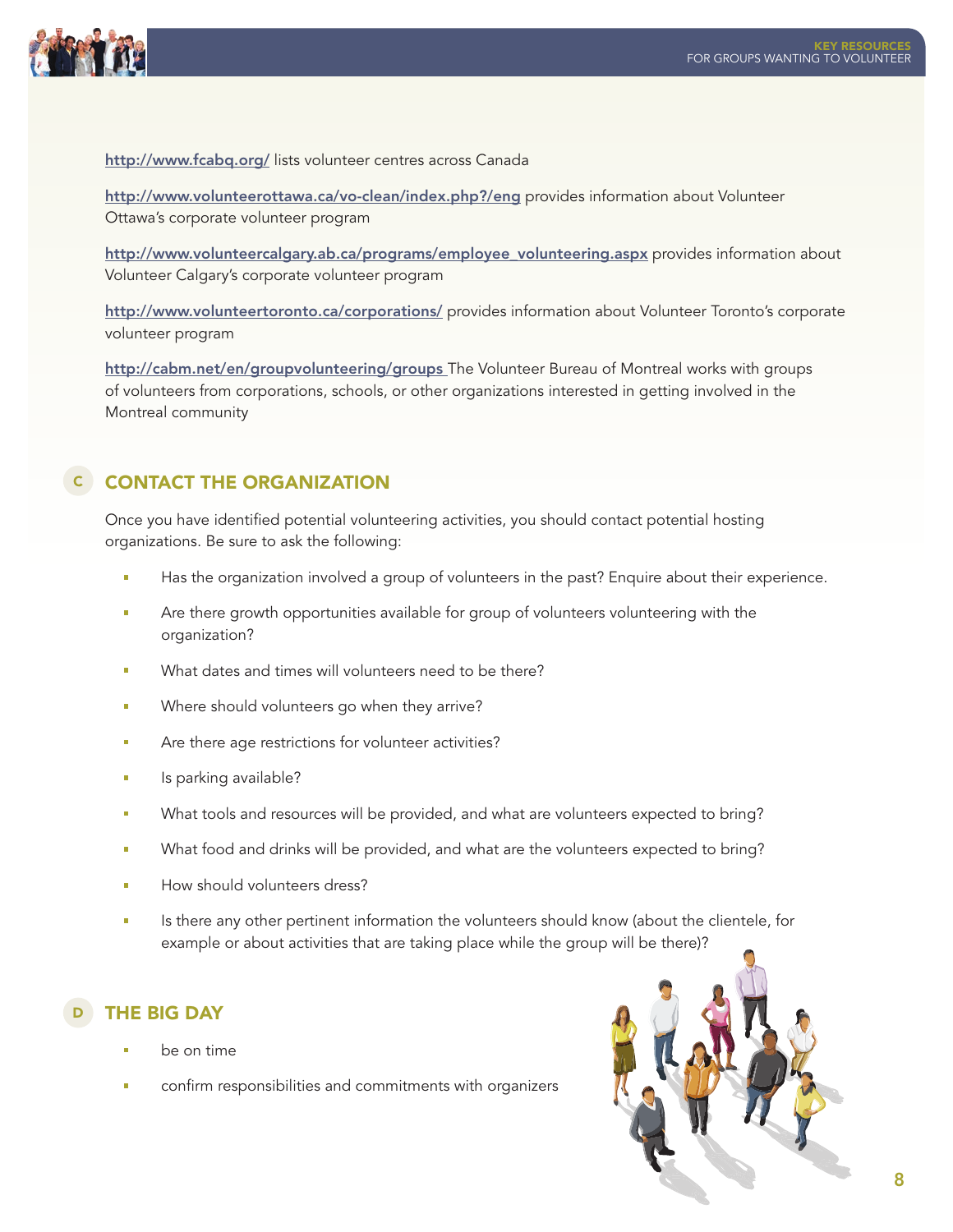http://www.fcabq.org/ lists volunteer centres across Canada

http://www.volunteerottawa.ca/vo-clean/index.php?/eng provides information about Volunteer Ottawa's corporate volunteer program

http://www.volunteercalgary.ab.ca/programs/employee_volunteering.aspx provides information about Volunteer Calgary's corporate volunteer program

http://www.volunteertoronto.ca/corporations/ provides information about Volunteer Toronto's corporate volunteer program

http://cabm.net/en/groupvolunteering/groups The Volunteer Bureau of Montreal works with groups of volunteers from corporations, schools, or other organizations interested in getting involved in the Montreal community

## C CONTACT THE ORGANIZATION

Once you have identified potential volunteering activities, you should contact potential hosting organizations. Be sure to ask the following:

- Has the organization involved a group of volunteers in the past? Enquire about their experience.
- Are there growth opportunities available for group of volunteers volunteering with the organization?
- What dates and times will volunteers need to be there?
- Where should volunteers go when they arrive?
- Are there age restrictions for volunteer activities?
- Is parking available?
- What tools and resources will be provided, and what are volunteers expected to bring?
- What food and drinks will be provided, and what are the volunteers expected to bring?
- How should volunteers dress?
- Is there any other pertinent information the volunteers should know (about the clientele, for example or about activities that are taking place while the group will be there)?

## D THE BIG DAY

- be on time
- confirm responsibilities and commitments with organizers